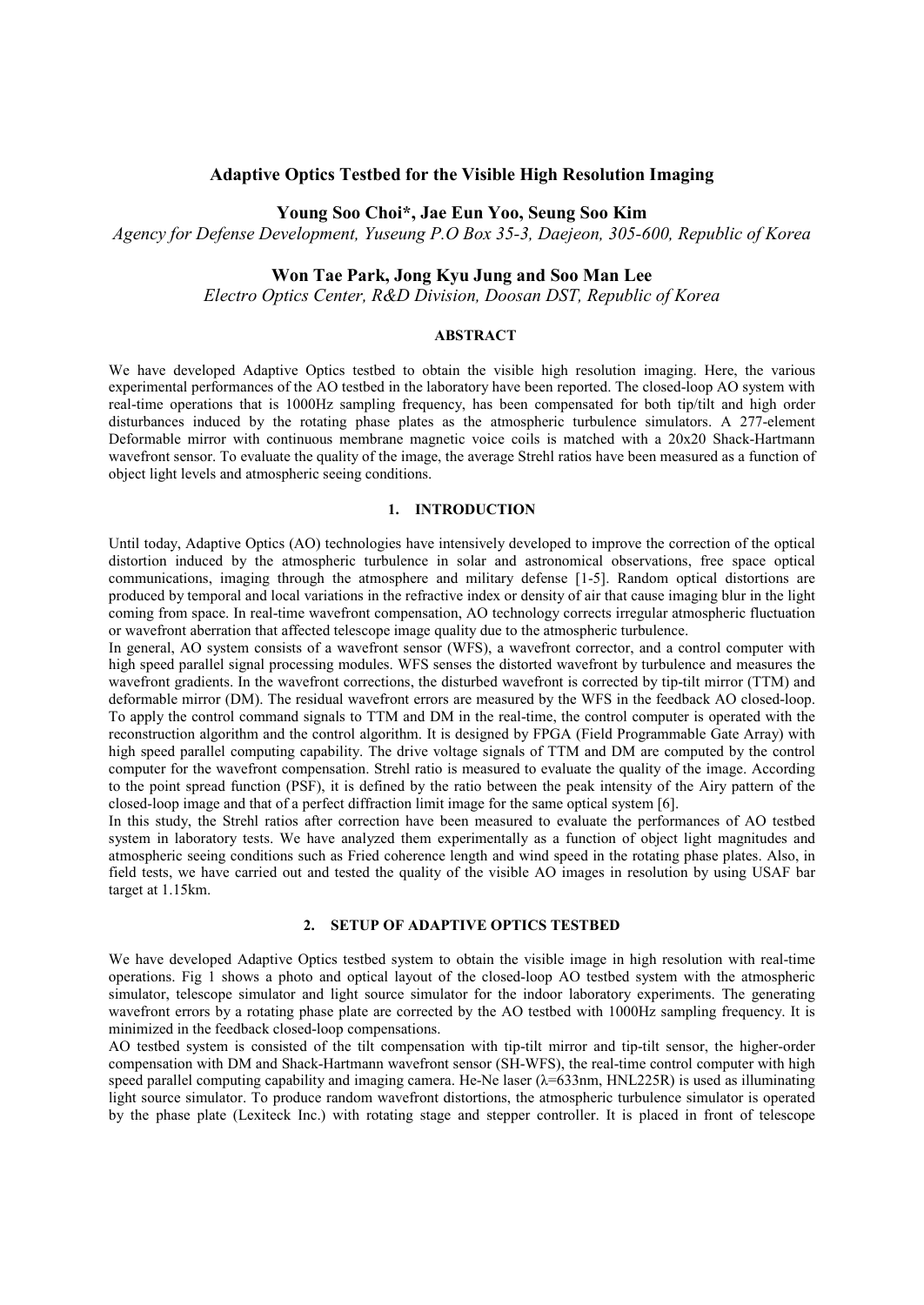# Adaptive Optics Testbed for the Visible High Resolution Imaging

**Young Soo Choi*, Jae Eun Yoo, Seung Soo Kim**

*Agency for Defense Development, Yuseung P.O Box 35-3, Daejeon, 305-600, Republic of Korea*

**Won Tae Park, Jong Kyu Jung and Soo Man Lee**

*Electro Optics Center, R&D Division, Doosan DST, Republic of Korea*

## ABSTRACT

We have developed Adaptive Optics testbed to obtain the visible high resolution imaging. Here, the various experimental performances of the AO testbed in the laboratory have been reported. The closed-loop AO system with real-time operations that is 1000Hz sampling frequency, has been compensated for both tip/tilt and high order disturbances induced by the rotating phase plates as the atmospheric turbulence simulators. A 277-element Deformable mirror with continuous membrane magnetic voice coils is matched with a 20x20 Shack-Hartmann wavefront sensor. To evaluate the quality of the image, the average Strehl ratios have been measured as a function of object light levels and atmospheric seeing conditions.

## 1. INTRODUCTION

Until today, Adaptive Optics (AO) technologies have intensively developed to improve the correction of the optical distortion induced by the atmospheric turbulence in solar and astronomical observations, free space optical communications, imaging through the atmosphere and military defense [1-5]. Random optical distortions are produced by temporal and local variations in the refractive index or density of air that cause imaging blur in the light coming from space. In real-time wavefront compensation, AO technology corrects irregular atmospheric fluctuation or wavefront aberration that affected telescope image quality due to the atmospheric turbulence.

In general, AO system consists of a wavefront sensor (WFS), a wavefront corrector, and a control computer with high speed parallel signal processing modules. WFS senses the distorted wavefront by turbulence and measures the wavefront gradients. In the wavefront corrections, the disturbed wavefront is corrected by tip-tilt mirror (TTM) and deformable mirror (DM). The residual wavefront errors are measured by the WFS in the feedback AO closed-loop. To apply the control command signals to TTM and DM in the real-time, the control computer is operated with the reconstruction algorithm and the control algorithm. It is designed by FPGA (Field Programmable Gate Array) with high speed parallel computing capability. The drive voltage signals of TTM and DM are computed by the control computer for the wavefront compensation. Strehl ratio is measured to evaluate the quality of the image. According to the point spread function (PSF), it is defined by the ratio between the peak intensity of the Airy pattern of the closed-loop image and that of a perfect diffraction limit image for the same optical system [6].

In this study, the Strehl ratios after correction have been measured to evaluate the performances of AO testbed system in laboratory tests. We have analyzed them experimentally as a function of object light magnitudes and atmospheric seeing conditions such as Fried coherence length and wind speed in the rotating phase plates. Also, in field tests, we have carried out and tested the quality of the visible AO images in resolution by using USAF bar target at 1.15km.

## 2. SETUP OF ADAPTIVE OPTICS TESTBED

We have developed Adaptive Optics testbed system to obtain the visible image in high resolution with real-time operations. Fig 1 shows a photo and optical layout of the closed-loop AO testbed system with the atmospheric simulator, telescope simulator and light source simulator for the indoor laboratory experiments. The generating wavefront errors by a rotating phase plate are corrected by the AO testbed with 1000Hz sampling frequency. It is minimized in the feedback closed-loop compensations.

AO testbed system is consisted of the tilt compensation with tip-tilt mirror and tip-tilt sensor, the higher-order compensation with DM and Shack-Hartmann wavefront sensor (SH-WFS), the real-time control computer with high speed parallel computing capability and imaging camera. He-Ne laser ($\lambda$=633nm, HNL225R) is used as illuminating light source simulator. To produce random wavefront distortions, the atmospheric turbulence simulator is operated by the phase plate (Lexiteck Inc.) with rotating stage and stepper controller. It is placed in front of telescope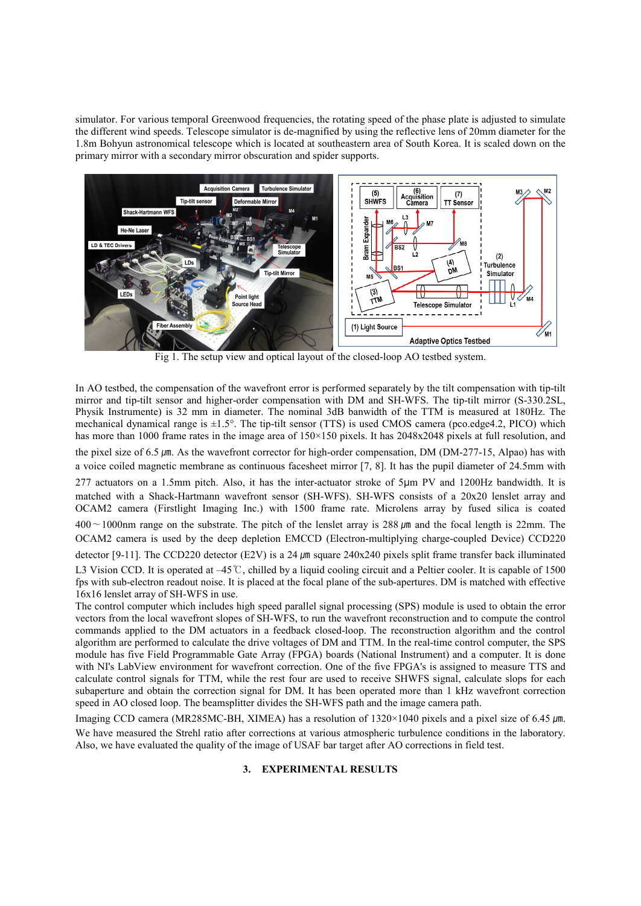simulator. For various temporal Greenwood frequencies, the rotating speed of the phase plate is adjusted to simulate the different wind speeds. Telescope simulator is de-magnified by using the reflective lens of 20mm diameter for the 1.8m Bohyun astronomical telescope which is located at southeastern area of South Korea. It is scaled down on the primary mirror with a secondary mirror obscuration and spider supports.

Fig 1. The setup view and optical layout of the closed-loop AO testbed system.

In AO testbed, the compensation of the wavefront error is performed separately by the tilt compensation with tip-tilt mirror and tip-tilt sensor and higher-order compensation with DM and SH-WFS. The tip-tilt mirror (S-330.2SL, Physik Instrumente) is 32 mm in diameter. The nominal 3dB banwidth of the TTM is measured at 180Hz. The mechanical dynamical range is ±1.5°. The tip-tilt sensor (TTS) is used CMOS camera (pco.edge4.2, PICO) which has more than 1000 frame rates in the image area of 150×150 pixels. It has 2048x2048 pixels at full resolution, and the pixel size of 6.5 ㎛. As the wavefront corrector for high-order compensation, DM (DM-277-15, Alpao) has with a voice coiled magnetic membrane as continuous facesheet mirror [7, 8]. It has the pupil diameter of 24.5mm with 277 actuators on a 1.5mm pitch. Also, it has the inter-actuator stroke of 5μm PV and 1200Hz bandwidth. It is matched with a Shack-Hartmann wavefront sensor (SH-WFS). SH-WFS consists of a 20x20 lenslet array and OCAM2 camera (Firstlight Imaging Inc.) with 1500 frame rate. Microlens array by fused silica is coated 400～1000nm range on the substrate. The pitch of the lenslet array is 288 ㎛ and the focal length is 22mm. The OCAM2 camera is used by the deep depletion EMCCD (Electron-multiplying charge-coupled Device) CCD220 detector [9-11]. The CCD220 detector (E2V) is a 24 ㎛ square 240x240 pixels split frame transfer back illuminated L3 Vision CCD. It is operated at -45℃, chilled by a liquid cooling circuit and a Peltier cooler. It is capable of 1500 fps with sub-electron readout noise. It is placed at the focal plane of the sub-apertures. DM is matched with effective 16x16 lenslet array of SH-WFS in use.

The control computer which includes high speed parallel signal processing (SPS) module is used to obtain the error vectors from the local wavefront slopes of SH-WFS, to run the wavefront reconstruction and to compute the control commands applied to the DM actuators in a feedback closed-loop. The reconstruction algorithm and the control algorithm are performed to calculate the drive voltages of DM and TTM. In the real-time control computer, the SPS module has five Field Programmable Gate Array (FPGA) boards (National Instrument) and a computer. It is done with NI's LabView environment for wavefront correction. One of the five FPGA's is assigned to measure TTS and calculate control signals for TTM, while the rest four are used to receive SHWFS signal, calculate slops for each subaperture and obtain the correction signal for DM. It has been operated more than 1 kHz wavefront correction speed in AO closed loop. The beamsplitter divides the SH-WFS path and the image camera path.

Imaging CCD camera (MR285MC-BH, XIMEA) has a resolution of 1320×1040 pixels and a pixel size of 6.45 ㎛. We have measured the Strehl ratio after corrections at various atmospheric turbulence conditions in the laboratory. Also, we have evaluated the quality of the image of USAF bar target after AO corrections in field test.

## 3. EXPERIMENTAL RESULTS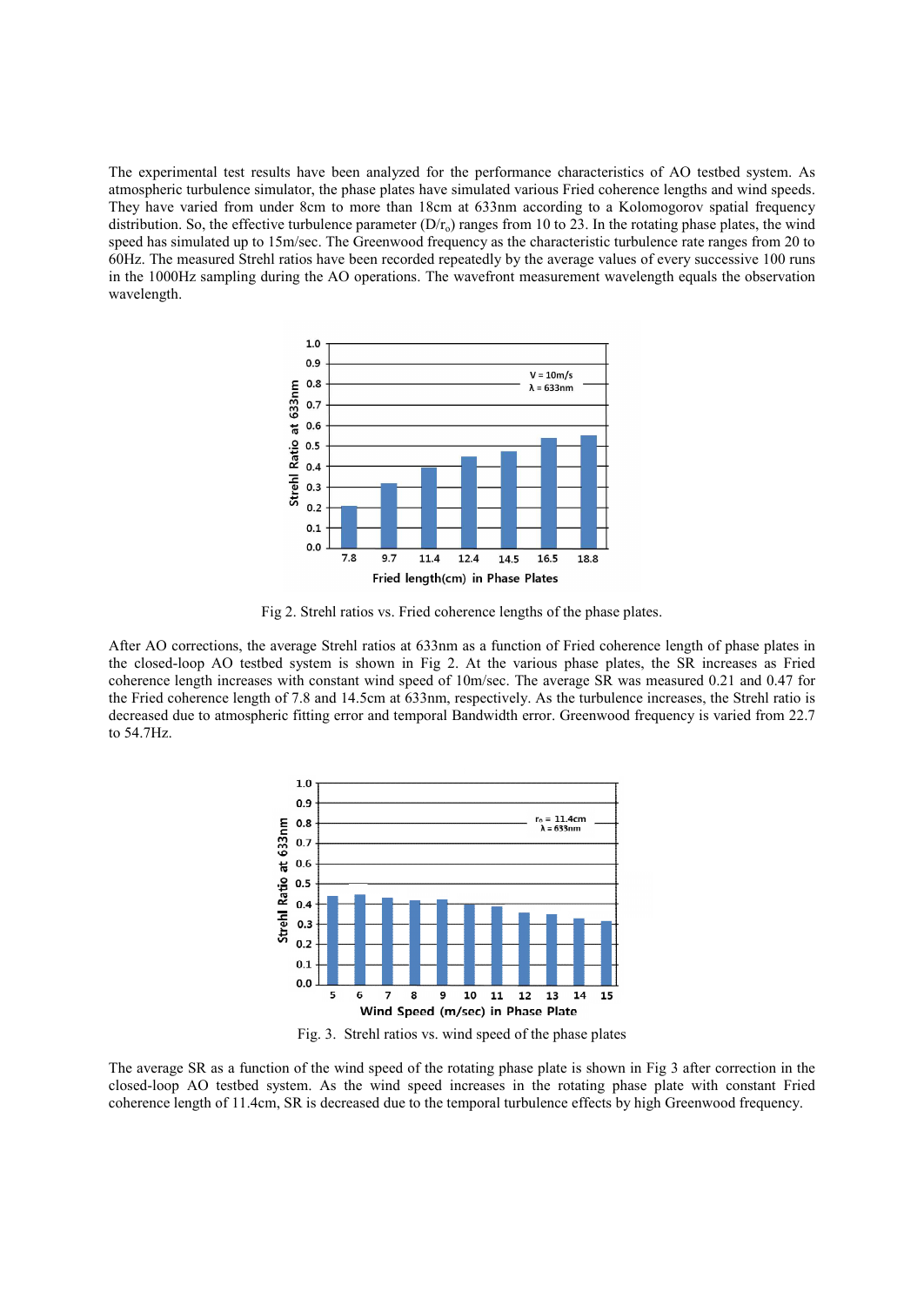The experimental test results have been analyzed for the performance characteristics of AO testbed system. As atmospheric turbulence simulator, the phase plates have simulated various Fried coherence lengths and wind speeds. They have varied from under 8cm to more than 18cm at 633nm according to a Kolomogorov spatial frequency distribution. So, the effective turbulence parameter ($D/r_o$) ranges from 10 to 23. In the rotating phase plates, the wind speed has simulated up to 15m/sec. The Greenwood frequency as the characteristic turbulence rate ranges from 20 to 60Hz. The measured Strehl ratios have been recorded repeatedly by the average values of every successive 100 runs in the 1000Hz sampling during the AO operations. The wavefront measurement wavelength equals the observation wavelength.

Fig 2. Strehl ratios vs. Fried coherence lengths of the phase plates.

After AO corrections, the average Strehl ratios at 633nm as a function of Fried coherence length of phase plates in the closed-loop AO testbed system is shown in Fig 2. At the various phase plates, the SR increases as Fried coherence length increases with constant wind speed of 10m/sec. The average SR was measured 0.21 and 0.47 for the Fried coherence length of 7.8 and 14.5cm at 633nm, respectively. As the turbulence increases, the Strehl ratio is decreased due to atmospheric fitting error and temporal Bandwidth error. Greenwood frequency is varied from 22.7 to 54.7Hz.

Fig. 3. Strehl ratios vs. wind speed of the phase plates

The average SR as a function of the wind speed of the rotating phase plate is shown in Fig 3 after correction in the closed-loop AO testbed system. As the wind speed increases in the rotating phase plate with constant Fried coherence length of 11.4cm, SR is decreased due to the temporal turbulence effects by high Greenwood frequency.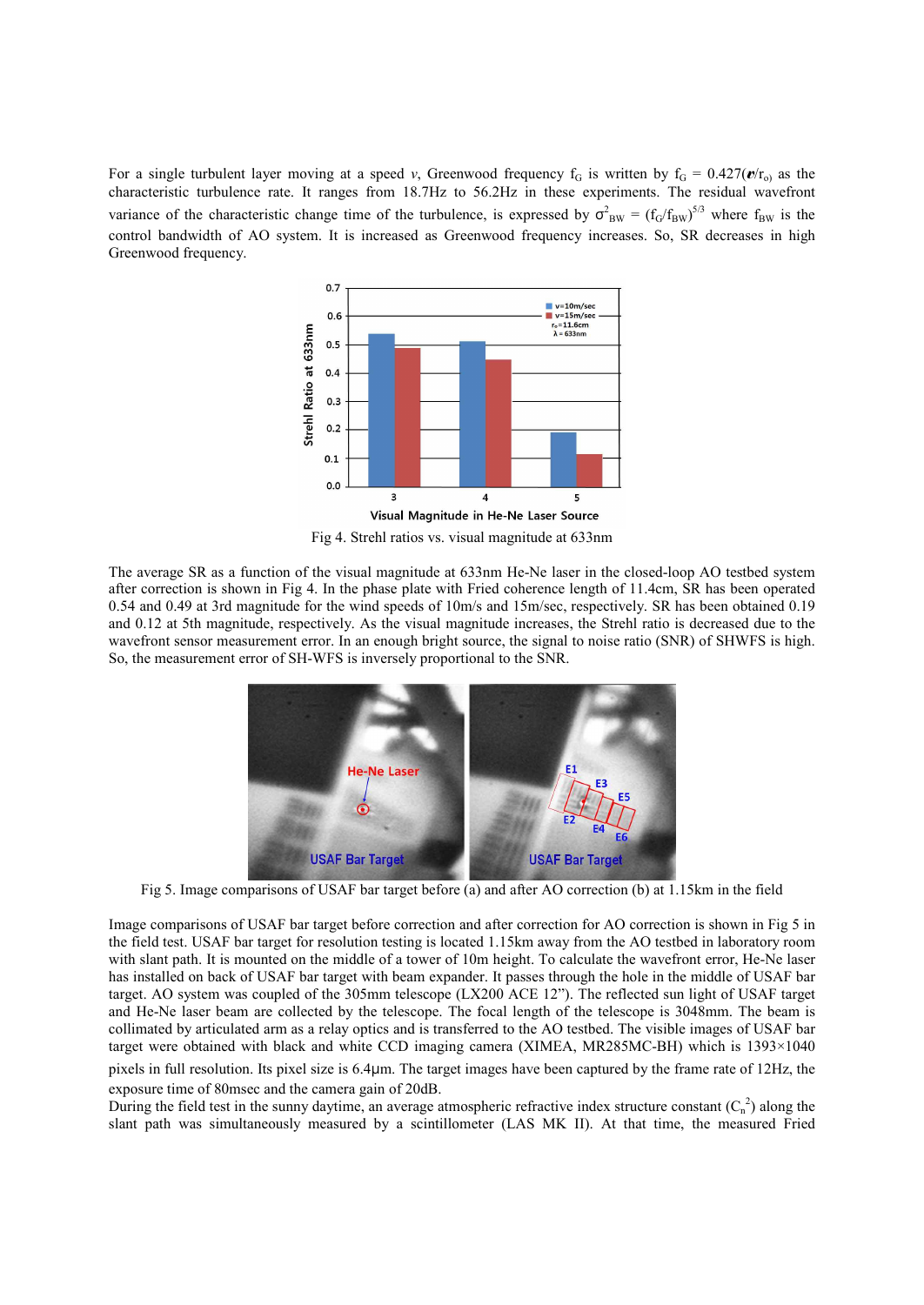For a single turbulent layer moving at a speed $v$, Greenwood frequency $f_G$ is written by $f_G = 0.427(v/r_o)$ as the characteristic turbulence rate. It ranges from 18.7Hz to 56.2Hz in these experiments. The residual wavefront variance of the characteristic change time of the turbulence, is expressed by $\sigma^2_{BW} = (f_G/f_{BW})^{5/3}$ where $f_{BW}$ is the control bandwidth of AO system. It is increased as Greenwood frequency increases. So, SR decreases in high Greenwood frequency.

Fig 4. Strehl ratios vs. visual magnitude at 633nm

The average SR as a function of the visual magnitude at 633nm He-Ne laser in the closed-loop AO testbed system after correction is shown in Fig 4. In the phase plate with Fried coherence length of 11.4cm, SR has been operated 0.54 and 0.49 at 3rd magnitude for the wind speeds of 10m/s and 15m/sec, respectively. SR has been obtained 0.19 and 0.12 at 5th magnitude, respectively. As the visual magnitude increases, the Strehl ratio is decreased due to the wavefront sensor measurement error. In an enough bright source, the signal to noise ratio (SNR) of SHWFS is high. So, the measurement error of SH-WFS is inversely proportional to the SNR.

Fig 5. Image comparisons of USAF bar target before (a) and after AO correction (b) at 1.15km in the field

Image comparisons of USAF bar target before correction and after correction for AO correction is shown in Fig 5 in the field test. USAF bar target for resolution testing is located 1.15km away from the AO testbed in laboratory room with slant path. It is mounted on the middle of a tower of 10m height. To calculate the wavefront error, He-Ne laser has installed on back of USAF bar target with beam expander. It passes through the hole in the middle of USAF bar target. AO system was coupled of the 305mm telescope (LX200 ACE 12"). The reflected sun light of USAF target and He-Ne laser beam are collected by the telescope. The focal length of the telescope is 3048mm. The beam is collimated by articulated arm as a relay optics and is transferred to the AO testbed. The visible images of USAF bar target were obtained with black and white CCD imaging camera (XIMEA, MR285MC-BH) which is 1393×1040 pixels in full resolution. Its pixel size is 6.4μm. The target images have been captured by the frame rate of 12Hz, the exposure time of 80msec and the camera gain of 20dB.

During the field test in the sunny daytime, an average atmospheric refractive index structure constant ($C_n^2$) along the slant path was simultaneously measured by a scintillometer (LAS MK II). At that time, the measured Fried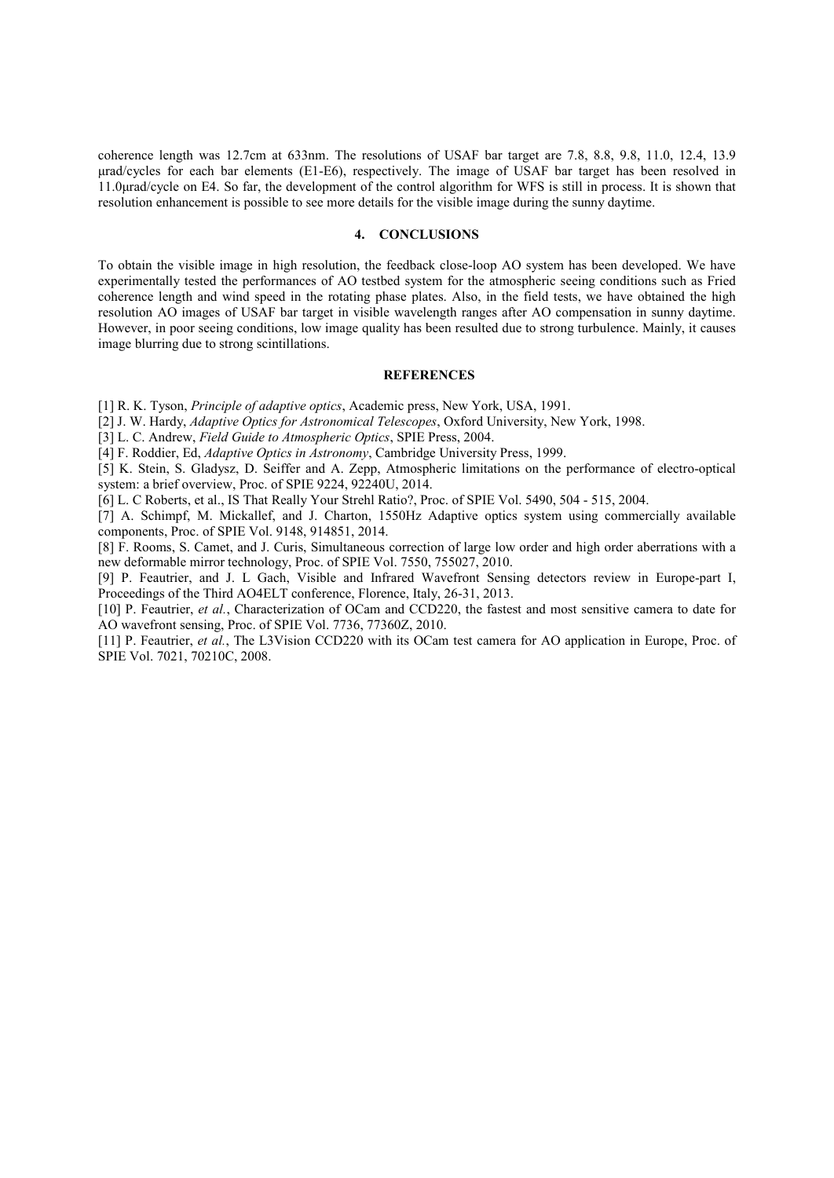coherence length was 12.7cm at 633nm. The resolutions of USAF bar target are 7.8, 8.8, 9.8, 11.0, 12.4, 13.9 μrad/cycles for each bar elements (E1-E6), respectively. The image of USAF bar target has been resolved in 11.0μrad/cycle on E4. So far, the development of the control algorithm for WFS is still in process. It is shown that resolution enhancement is possible to see more details for the visible image during the sunny daytime.

## 4. CONCLUSIONS

To obtain the visible image in high resolution, the feedback close-loop AO system has been developed. We have experimentally tested the performances of AO testbed system for the atmospheric seeing conditions such as Fried coherence length and wind speed in the rotating phase plates. Also, in the field tests, we have obtained the high resolution AO images of USAF bar target in visible wavelength ranges after AO compensation in sunny daytime. However, in poor seeing conditions, low image quality has been resulted due to strong turbulence. Mainly, it causes image blurring due to strong scintillations.

## REFERENCES

[1] R. K. Tyson, *Principle of adaptive optics*, Academic press, New York, USA, 1991.

[2] J. W. Hardy, *Adaptive Optics for Astronomical Telescopes*, Oxford University, New York, 1998.

[3] L. C. Andrew, *Field Guide to Atmospheric Optics*, SPIE Press, 2004.

[4] F. Roddier, Ed, *Adaptive Optics in Astronomy*, Cambridge University Press, 1999.

[5] K. Stein, S. Gladysz, D. Seiffer and A. Zepp, Atmospheric limitations on the performance of electro-optical system: a brief overview, Proc. of SPIE 9224, 92240U, 2014.

[6] L. C Roberts, et al., IS That Really Your Strehl Ratio?, Proc. of SPIE Vol. 5490, 504 - 515, 2004.

[7] A. Schimpf, M. Mickallef, and J. Charton, 1550Hz Adaptive optics system using commercially available components, Proc. of SPIE Vol. 9148, 914851, 2014.

[8] F. Rooms, S. Camet, and J. Curis, Simultaneous correction of large low order and high order aberrations with a new deformable mirror technology, Proc. of SPIE Vol. 7550, 755027, 2010.

[9] P. Feautrier, and J. L Gach, Visible and Infrared Wavefront Sensing detectors review in Europe-part I, Proceedings of the Third AO4ELT conference, Florence, Italy, 26-31, 2013.

[10] P. Feautrier, *et al.*, Characterization of OCam and CCD220, the fastest and most sensitive camera to date for AO wavefront sensing, Proc. of SPIE Vol. 7736, 77360Z, 2010.

[11] P. Feautrier, *et al.*, The L3Vision CCD220 with its OCam test camera for AO application in Europe, Proc. of SPIE Vol. 7021, 70210C, 2008.